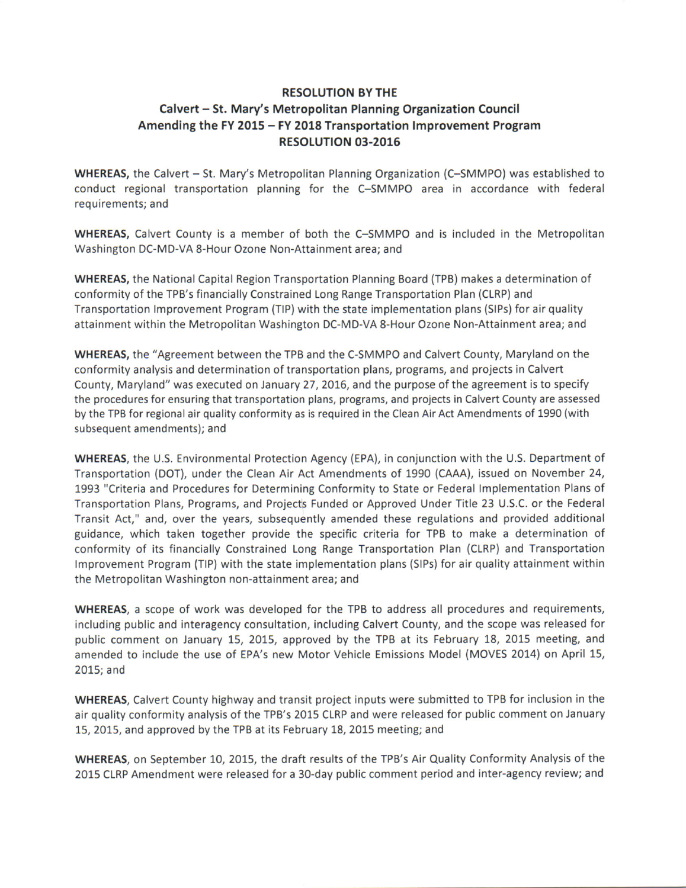**RESOLUTION BY THE**
**Calvert – St. Mary's Metropolitan Planning Organization Council**
**Amending the FY 2015 – FY 2018 Transportation Improvement Program**
**RESOLUTION 03-2016**

**WHEREAS,** the Calvert – St. Mary's Metropolitan Planning Organization (C–SMMPO) was established to conduct regional transportation planning for the C–SMMPO area in accordance with federal requirements; and

**WHEREAS,** Calvert County is a member of both the C–SMMPO and is included in the Metropolitan Washington DC-MD-VA 8-Hour Ozone Non-Attainment area; and

**WHEREAS,** the National Capital Region Transportation Planning Board (TPB) makes a determination of conformity of the TPB's financially Constrained Long Range Transportation Plan (CLRP) and Transportation Improvement Program (TIP) with the state implementation plans (SIPs) for air quality attainment within the Metropolitan Washington DC-MD-VA 8-Hour Ozone Non-Attainment area; and

**WHEREAS,** the "Agreement between the TPB and the C-SMMPO and Calvert County, Maryland on the conformity analysis and determination of transportation plans, programs, and projects in Calvert County, Maryland" was executed on January 27, 2016, and the purpose of the agreement is to specify the procedures for ensuring that transportation plans, programs, and projects in Calvert County are assessed by the TPB for regional air quality conformity as is required in the Clean Air Act Amendments of 1990 (with subsequent amendments); and

**WHEREAS,** the U.S. Environmental Protection Agency (EPA), in conjunction with the U.S. Department of Transportation (DOT), under the Clean Air Act Amendments of 1990 (CAAA), issued on November 24, 1993 "Criteria and Procedures for Determining Conformity to State or Federal Implementation Plans of Transportation Plans, Programs, and Projects Funded or Approved Under Title 23 U.S.C. or the Federal Transit Act," and, over the years, subsequently amended these regulations and provided additional guidance, which taken together provide the specific criteria for TPB to make a determination of conformity of its financially Constrained Long Range Transportation Plan (CLRP) and Transportation Improvement Program (TIP) with the state implementation plans (SIPs) for air quality attainment within the Metropolitan Washington non-attainment area; and

**WHEREAS,** a scope of work was developed for the TPB to address all procedures and requirements, including public and interagency consultation, including Calvert County, and the scope was released for public comment on January 15, 2015, approved by the TPB at its February 18, 2015 meeting, and amended to include the use of EPA's new Motor Vehicle Emissions Model (MOVES 2014) on April 15, 2015; and

**WHEREAS,** Calvert County highway and transit project inputs were submitted to TPB for inclusion in the air quality conformity analysis of the TPB's 2015 CLRP and were released for public comment on January 15, 2015, and approved by the TPB at its February 18, 2015 meeting; and

**WHEREAS,** on September 10, 2015, the draft results of the TPB's Air Quality Conformity Analysis of the 2015 CLRP Amendment were released for a 30-day public comment period and inter-agency review; and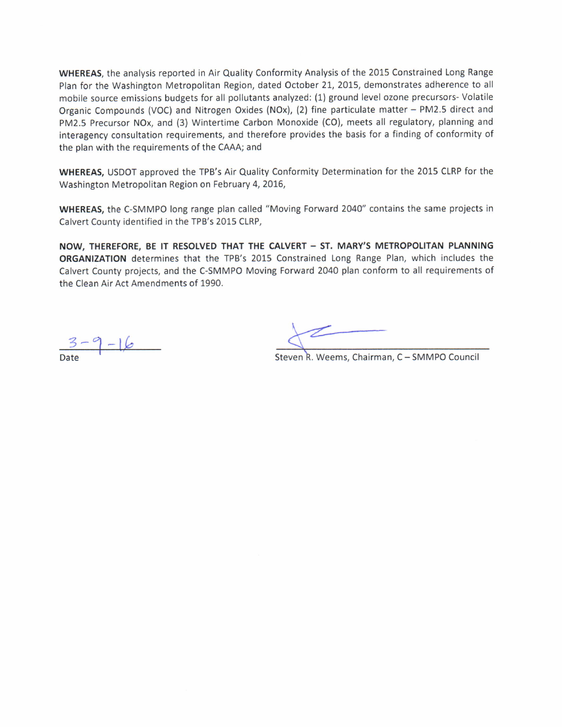**WHEREAS**, the analysis reported in Air Quality Conformity Analysis of the 2015 Constrained Long Range Plan for the Washington Metropolitan Region, dated October 21, 2015, demonstrates adherence to all mobile source emissions budgets for all pollutants analyzed: (1) ground level ozone precursors- Volatile Organic Compounds (VOC) and Nitrogen Oxides (NOx), (2) fine particulate matter – PM2.5 direct and PM2.5 Precursor NOx, and (3) Wintertime Carbon Monoxide (CO), meets all regulatory, planning and interagency consultation requirements, and therefore provides the basis for a finding of conformity of the plan with the requirements of the CAAA; and

**WHEREAS,** USDOT approved the TPB's Air Quality Conformity Determination for the 2015 CLRP for the Washington Metropolitan Region on February 4, 2016,

**WHEREAS,** the C-SMMPO long range plan called "Moving Forward 2040" contains the same projects in Calvert County identified in the TPB's 2015 CLRP,

**NOW, THEREFORE, BE IT RESOLVED THAT THE CALVERT – ST. MARY'S METROPOLITAN PLANNING ORGANIZATION** determines that the TPB's 2015 Constrained Long Range Plan, which includes the Calvert County projects, and the C-SMMPO Moving Forward 2040 plan conform to all requirements of the Clean Air Act Amendments of 1990.

3-9-16
Date

Steven R. Weems, Chairman, C – SMMPO Council